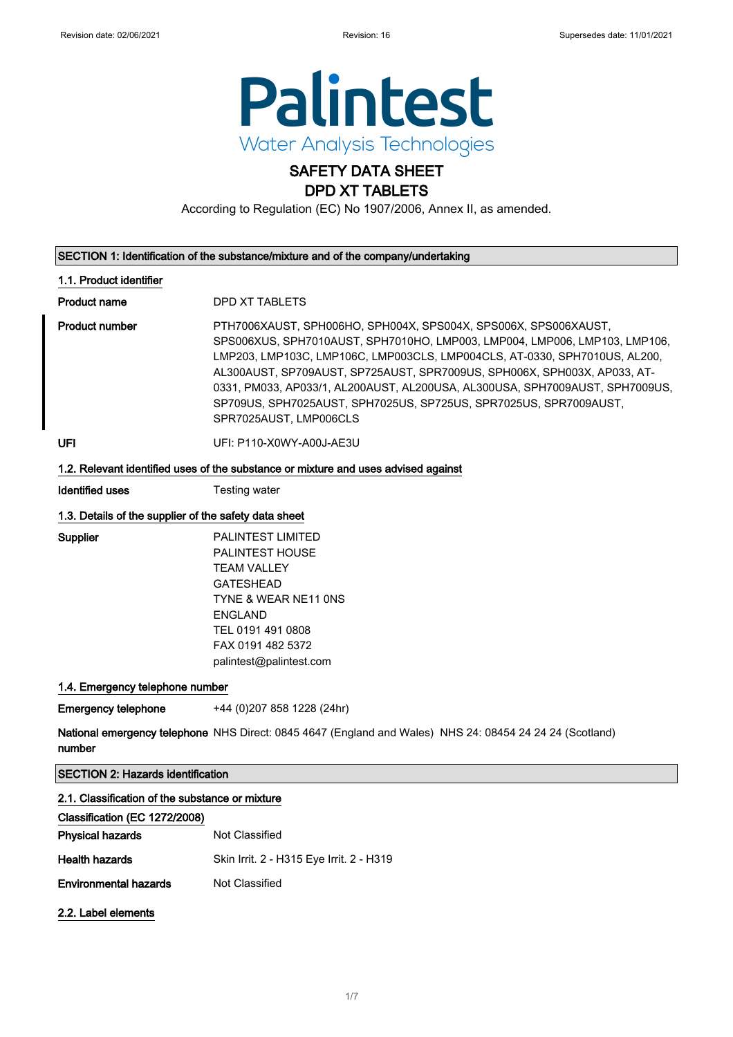Palintest

Water Analysis Technologies

# SAFETY DATA SHEET
# DPD XT TABLETS

According to Regulation (EC) No 1907/2006, Annex II, as amended.

## SECTION 1: Identification of the substance/mixture and of the company/undertaking

### 1.1. Product identifier

**Product name** DPD XT TABLETS

**Product number** PTH7006XAUST, SPH006HO, SPH004X, SPS004X, SPS006X, SPS006XAUST, SPS006XUS, SPH7010AUST, SPH7010HO, LMP003, LMP004, LMP006, LMP103, LMP106, LMP203, LMP103C, LMP106C, LMP003CLS, LMP004CLS, AT-0330, SPH7010US, AL200, AL300AUST, SP709AUST, SP725AUST, SPR7009US, SPH006X, SPH003X, AP033, AT-0331, PM033, AP033/1, AL200AUST, AL200USA, AL300USA, SPH7009AUST, SPH7009US, SP709US, SPH7025AUST, SPH7025US, SP725US, SPR7025US, SPR7009AUST, SPR7025AUST, LMP006CLS

**UFI** UFI: P110-X0WY-A00J-AE3U

### 1.2. Relevant identified uses of the substance or mixture and uses advised against

**Identified uses** Testing water

### 1.3. Details of the supplier of the safety data sheet

**Supplier**
PALINTEST LIMITED
PALINTEST HOUSE
TEAM VALLEY
GATESHEAD
TYNE & WEAR NE11 0NS
ENGLAND
TEL 0191 491 0808
FAX 0191 482 5372
palintest@palintest.com

### 1.4. Emergency telephone number

**Emergency telephone** +44 (0)207 858 1228 (24hr)

**National emergency telephone number** NHS Direct: 0845 4647 (England and Wales) NHS 24: 08454 24 24 24 (Scotland)

## SECTION 2: Hazards identification

### 2.1. Classification of the substance or mixture

**Classification (EC 1272/2008)**

**Physical hazards** Not Classified

**Health hazards** Skin Irrit. 2 - H315 Eye Irrit. 2 - H319

**Environmental hazards** Not Classified

### 2.2. Label elements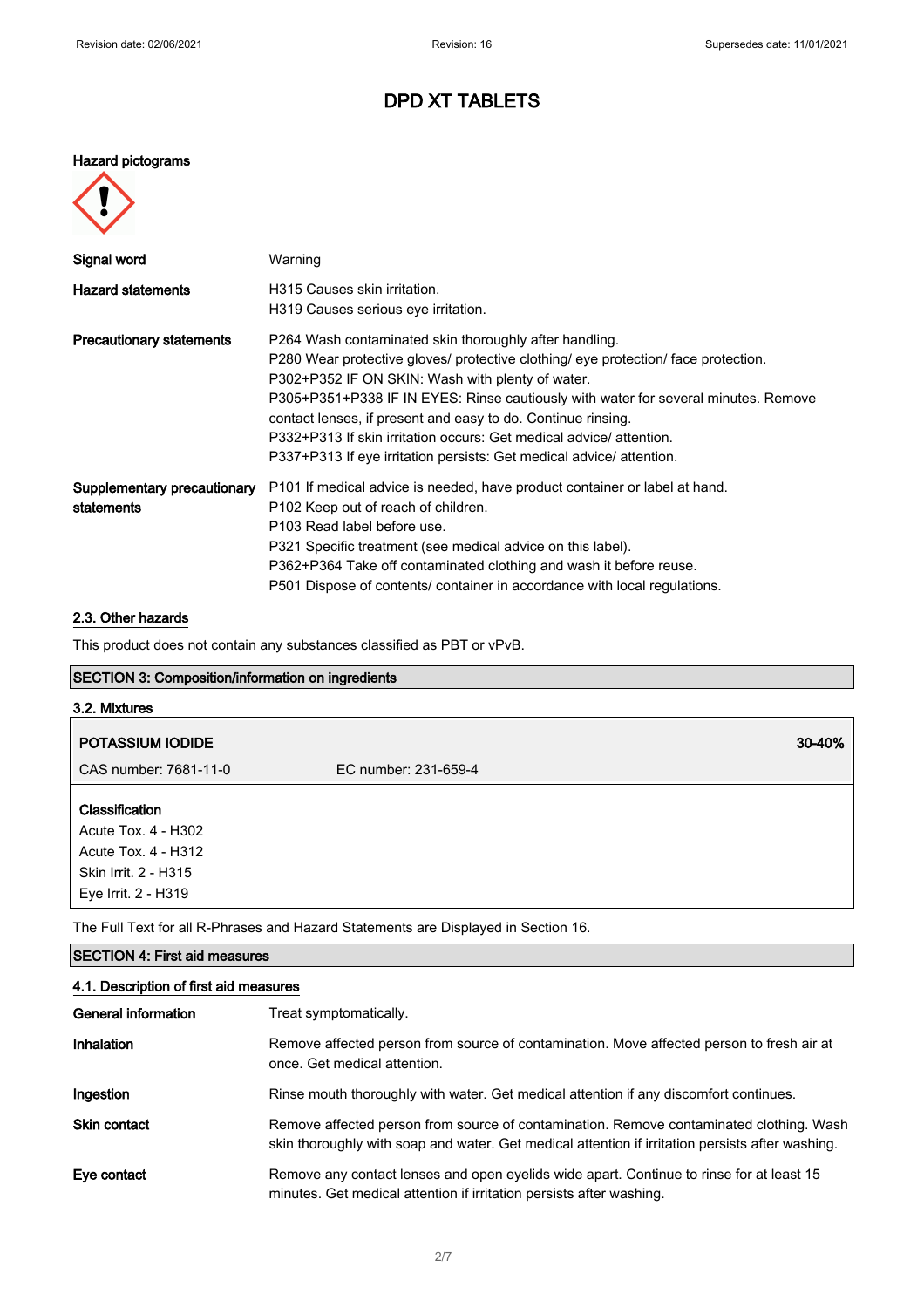# DPD XT TABLETS

**Hazard pictograms**

| | |
|---|---|
| **Signal word** | Warning |
| **Hazard statements** | H315 Causes skin irritation.<br>H319 Causes serious eye irritation. |
| **Precautionary statements** | P264 Wash contaminated skin thoroughly after handling.<br>P280 Wear protective gloves/ protective clothing/ eye protection/ face protection.<br>P302+P352 IF ON SKIN: Wash with plenty of water.<br>P305+P351+P338 IF IN EYES: Rinse cautiously with water for several minutes. Remove contact lenses, if present and easy to do. Continue rinsing.<br>P332+P313 If skin irritation occurs: Get medical advice/ attention.<br>P337+P313 If eye irritation persists: Get medical advice/ attention. |
| **Supplementary precautionary statements** | P101 If medical advice is needed, have product container or label at hand.<br>P102 Keep out of reach of children.<br>P103 Read label before use.<br>P321 Specific treatment (see medical advice on this label).<br>P362+P364 Take off contaminated clothing and wash it before reuse.<br>P501 Dispose of contents/ container in accordance with local regulations. |

### 2.3. Other hazards

This product does not contain any substances classified as PBT or vPvB.

## SECTION 3: Composition/information on ingredients

### 3.2. Mixtures

**POTASSIUM IODIDE** — **30-40%**

CAS number: 7681-11-0 — EC number: 231-659-4

**Classification**
Acute Tox. 4 - H302
Acute Tox. 4 - H312
Skin Irrit. 2 - H315
Eye Irrit. 2 - H319

The Full Text for all R-Phrases and Hazard Statements are Displayed in Section 16.

## SECTION 4: First aid measures

### 4.1. Description of first aid measures

| | |
|---|---|
| **General information** | Treat symptomatically. |
| **Inhalation** | Remove affected person from source of contamination. Move affected person to fresh air at once. Get medical attention. |
| **Ingestion** | Rinse mouth thoroughly with water. Get medical attention if any discomfort continues. |
| **Skin contact** | Remove affected person from source of contamination. Remove contaminated clothing. Wash skin thoroughly with soap and water. Get medical attention if irritation persists after washing. |
| **Eye contact** | Remove any contact lenses and open eyelids wide apart. Continue to rinse for at least 15 minutes. Get medical attention if irritation persists after washing. |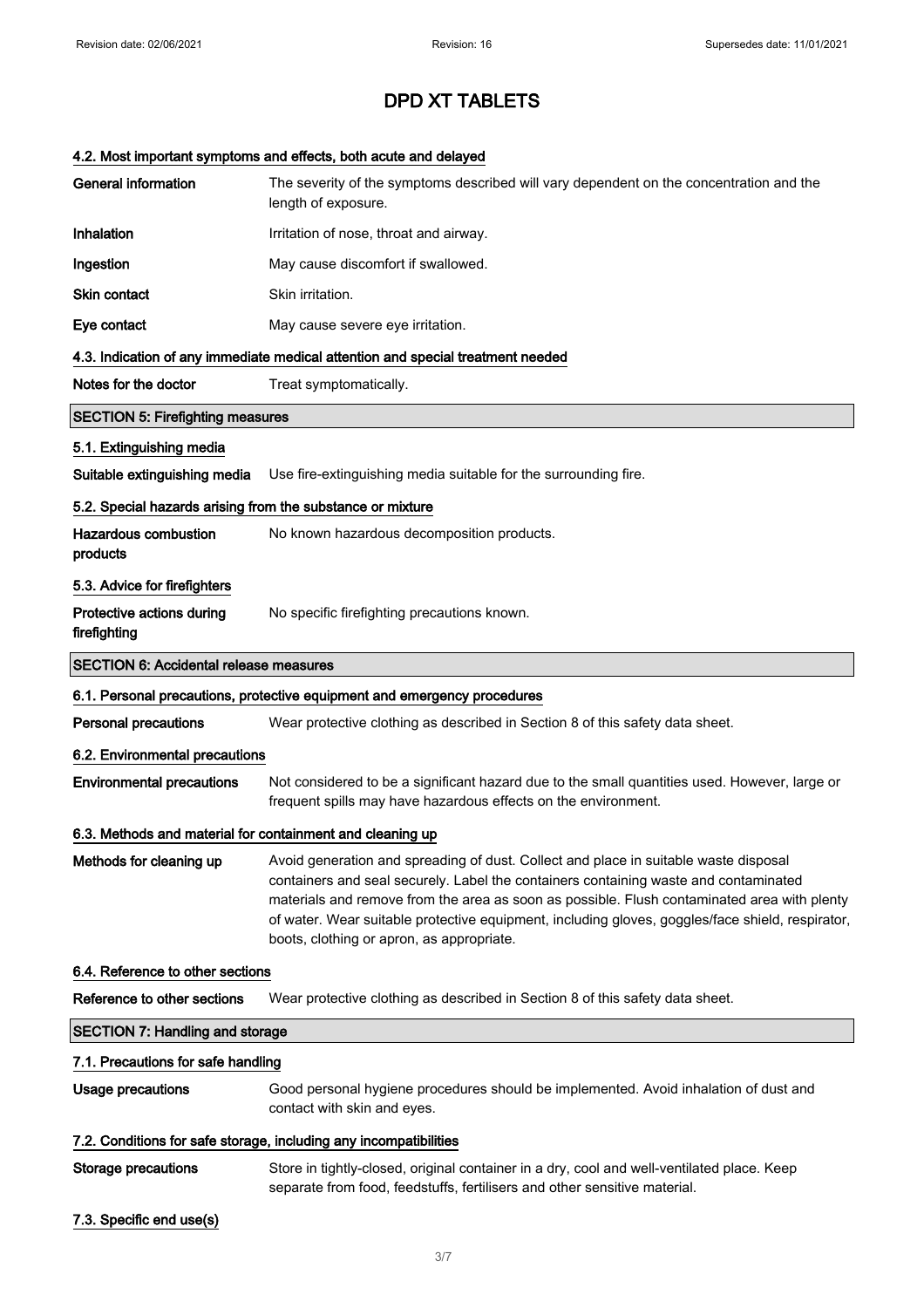# DPD XT TABLETS

### 4.2. Most important symptoms and effects, both acute and delayed

**General information** The severity of the symptoms described will vary dependent on the concentration and the length of exposure.

**Inhalation** Irritation of nose, throat and airway.

**Ingestion** May cause discomfort if swallowed.

**Skin contact** Skin irritation.

**Eye contact** May cause severe eye irritation.

### 4.3. Indication of any immediate medical attention and special treatment needed

**Notes for the doctor** Treat symptomatically.

## SECTION 5: Firefighting measures

### 5.1. Extinguishing media

**Suitable extinguishing media** Use fire-extinguishing media suitable for the surrounding fire.

### 5.2. Special hazards arising from the substance or mixture

**Hazardous combustion products** No known hazardous decomposition products.

### 5.3. Advice for firefighters

**Protective actions during firefighting** No specific firefighting precautions known.

## SECTION 6: Accidental release measures

### 6.1. Personal precautions, protective equipment and emergency procedures

**Personal precautions** Wear protective clothing as described in Section 8 of this safety data sheet.

### 6.2. Environmental precautions

**Environmental precautions** Not considered to be a significant hazard due to the small quantities used. However, large or frequent spills may have hazardous effects on the environment.

### 6.3. Methods and material for containment and cleaning up

**Methods for cleaning up** Avoid generation and spreading of dust. Collect and place in suitable waste disposal containers and seal securely. Label the containers containing waste and contaminated materials and remove from the area as soon as possible. Flush contaminated area with plenty of water. Wear suitable protective equipment, including gloves, goggles/face shield, respirator, boots, clothing or apron, as appropriate.

### 6.4. Reference to other sections

**Reference to other sections** Wear protective clothing as described in Section 8 of this safety data sheet.

## SECTION 7: Handling and storage

### 7.1. Precautions for safe handling

**Usage precautions** Good personal hygiene procedures should be implemented. Avoid inhalation of dust and contact with skin and eyes.

### 7.2. Conditions for safe storage, including any incompatibilities

**Storage precautions** Store in tightly-closed, original container in a dry, cool and well-ventilated place. Keep separate from food, feedstuffs, fertilisers and other sensitive material.

### 7.3. Specific end use(s)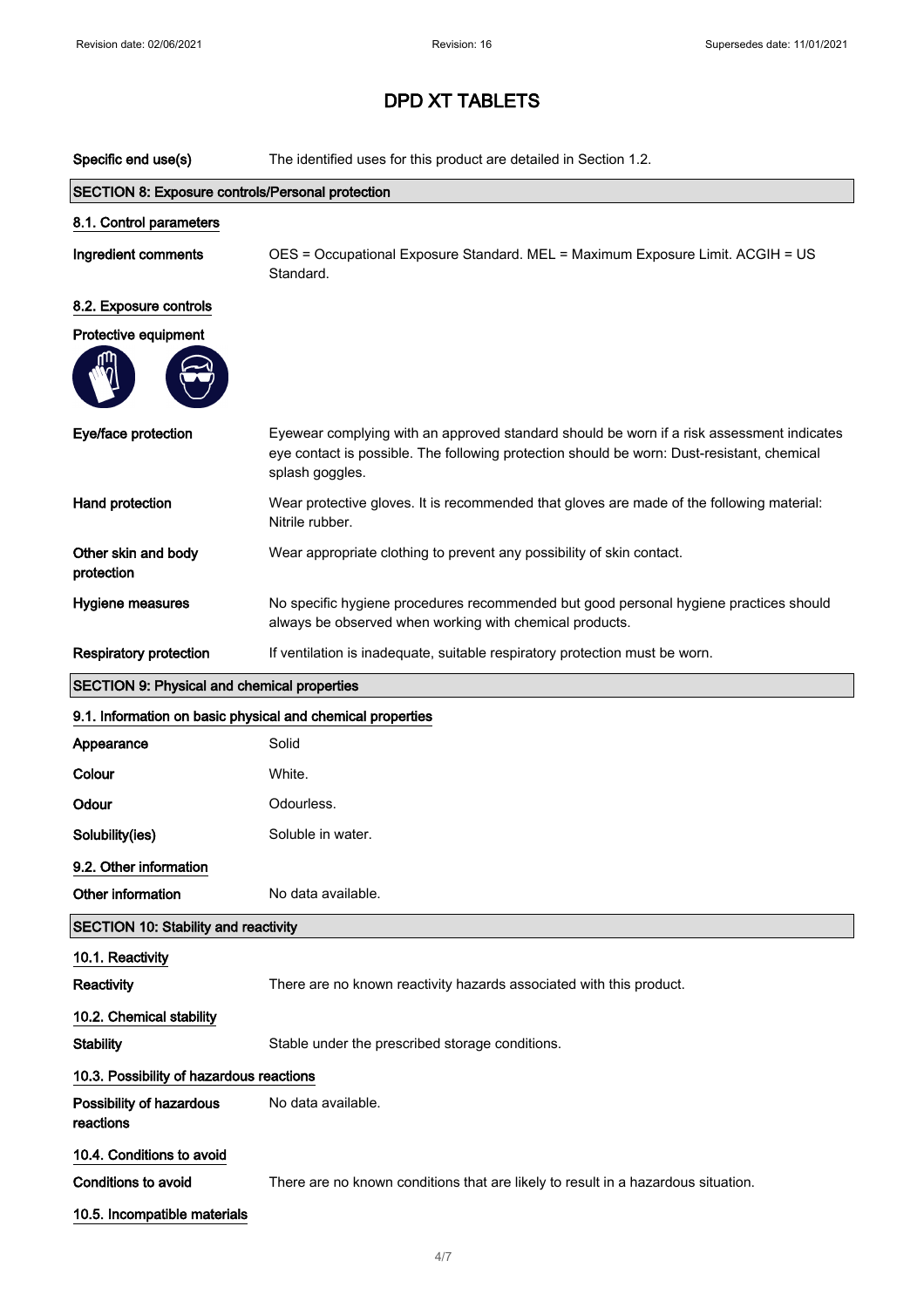# DPD XT TABLETS

**Specific end use(s)** The identified uses for this product are detailed in Section 1.2.

## SECTION 8: Exposure controls/Personal protection

### 8.1. Control parameters

**Ingredient comments** OES = Occupational Exposure Standard. MEL = Maximum Exposure Limit. ACGIH = US Standard.

### 8.2. Exposure controls

**Protective equipment**

**Eye/face protection** Eyewear complying with an approved standard should be worn if a risk assessment indicates eye contact is possible. The following protection should be worn: Dust-resistant, chemical splash goggles.

**Hand protection** Wear protective gloves. It is recommended that gloves are made of the following material: Nitrile rubber.

**Other skin and body protection** Wear appropriate clothing to prevent any possibility of skin contact.

**Hygiene measures** No specific hygiene procedures recommended but good personal hygiene practices should always be observed when working with chemical products.

**Respiratory protection** If ventilation is inadequate, suitable respiratory protection must be worn.

## SECTION 9: Physical and chemical properties

### 9.1. Information on basic physical and chemical properties

**Appearance** Solid

**Colour** White.

**Odour** Odourless.

**Solubility(ies)** Soluble in water.

### 9.2. Other information

**Other information** No data available.

## SECTION 10: Stability and reactivity

### 10.1. Reactivity

**Reactivity** There are no known reactivity hazards associated with this product.

### 10.2. Chemical stability

**Stability** Stable under the prescribed storage conditions.

### 10.3. Possibility of hazardous reactions

**Possibility of hazardous reactions** No data available.

### 10.4. Conditions to avoid

**Conditions to avoid** There are no known conditions that are likely to result in a hazardous situation.

### 10.5. Incompatible materials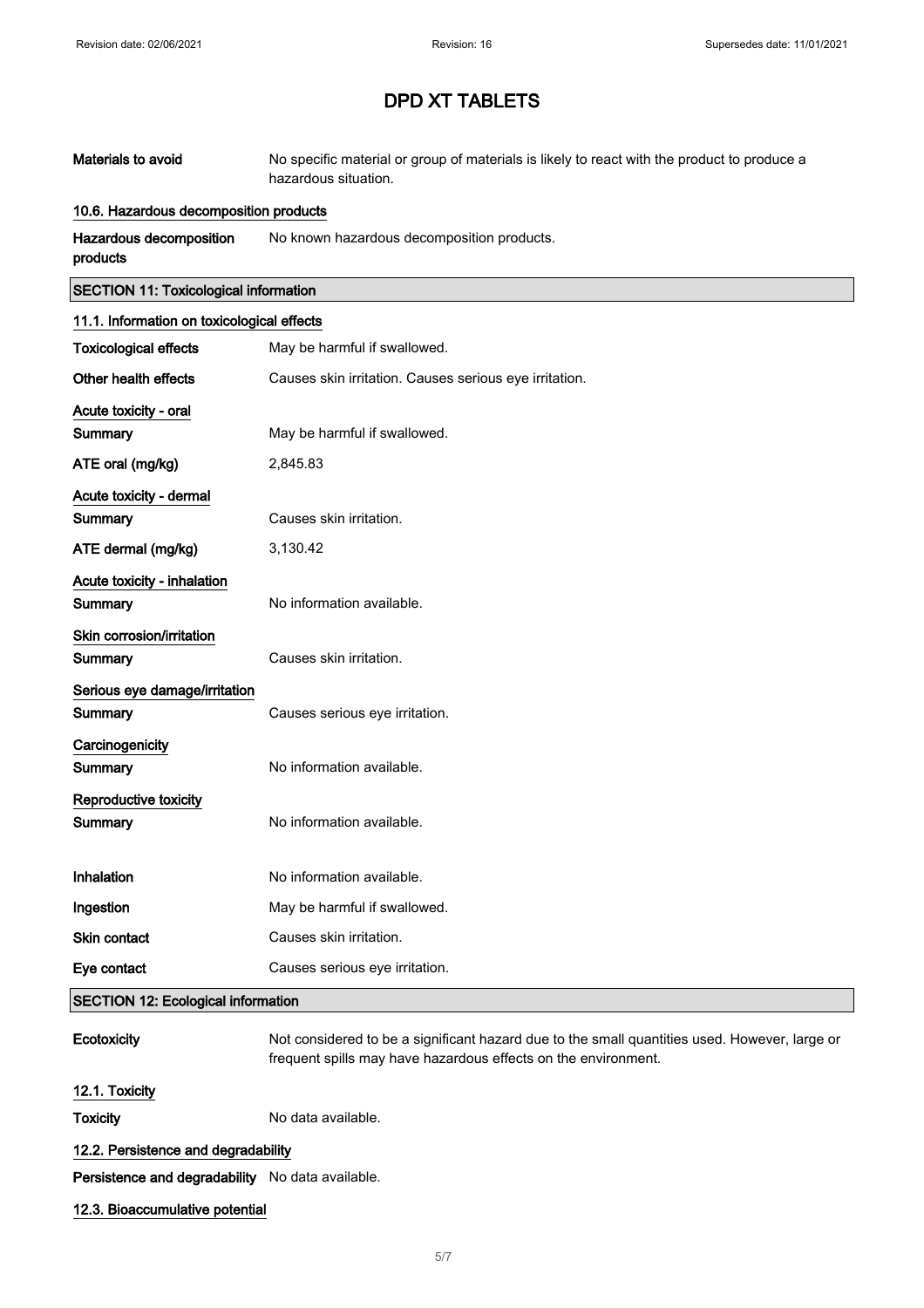# DPD XT TABLETS

| | |
|---|---|
| **Materials to avoid** | No specific material or group of materials is likely to react with the product to produce a hazardous situation. |

#### 10.6. Hazardous decomposition products

| | |
|---|---|
| **Hazardous decomposition products** | No known hazardous decomposition products. |

## SECTION 11: Toxicological information

#### 11.1. Information on toxicological effects

| | |
|---|---|
| **Toxicological effects** | May be harmful if swallowed. |
| **Other health effects** | Causes skin irritation. Causes serious eye irritation. |

**Acute toxicity - oral**

| | |
|---|---|
| **Summary** | May be harmful if swallowed. |
| **ATE oral (mg/kg)** | 2,845.83 |

**Acute toxicity - dermal**

| | |
|---|---|
| **Summary** | Causes skin irritation. |
| **ATE dermal (mg/kg)** | 3,130.42 |

**Acute toxicity - inhalation**

| | |
|---|---|
| **Summary** | No information available. |

**Skin corrosion/irritation**

| | |
|---|---|
| **Summary** | Causes skin irritation. |

**Serious eye damage/irritation**

| | |
|---|---|
| **Summary** | Causes serious eye irritation. |

**Carcinogenicity**

| | |
|---|---|
| **Summary** | No information available. |

**Reproductive toxicity**

| | |
|---|---|
| **Summary** | No information available. |

| | |
|---|---|
| **Inhalation** | No information available. |
| **Ingestion** | May be harmful if swallowed. |
| **Skin contact** | Causes skin irritation. |
| **Eye contact** | Causes serious eye irritation. |

## SECTION 12: Ecological information

| | |
|---|---|
| **Ecotoxicity** | Not considered to be a significant hazard due to the small quantities used. However, large or frequent spills may have hazardous effects on the environment. |

#### 12.1. Toxicity

| | |
|---|---|
| **Toxicity** | No data available. |

#### 12.2. Persistence and degradability

| | |
|---|---|
| **Persistence and degradability** | No data available. |

#### 12.3. Bioaccumulative potential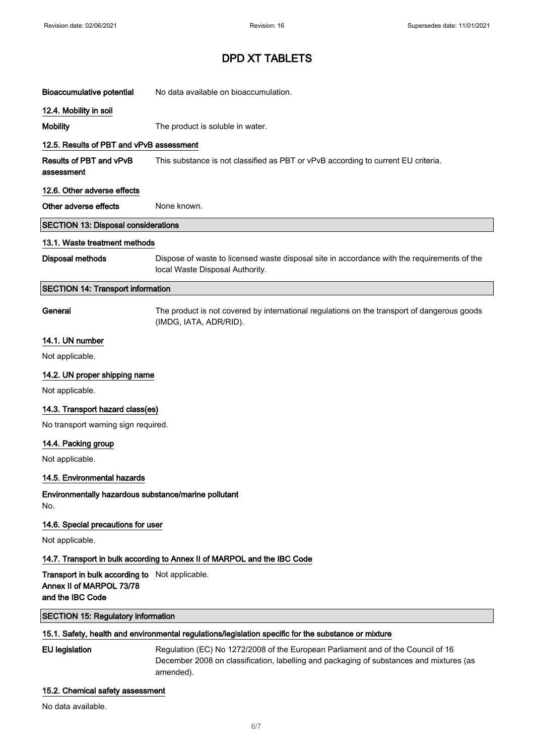# DPD XT TABLETS

**Bioaccumulative potential** No data available on bioaccumulation.

### 12.4. Mobility in soil

**Mobility** The product is soluble in water.

### 12.5. Results of PBT and vPvB assessment

**Results of PBT and vPvB assessment** This substance is not classified as PBT or vPvB according to current EU criteria.

### 12.6. Other adverse effects

**Other adverse effects** None known.

## SECTION 13: Disposal considerations

### 13.1. Waste treatment methods

**Disposal methods** Dispose of waste to licensed waste disposal site in accordance with the requirements of the local Waste Disposal Authority.

## SECTION 14: Transport information

**General** The product is not covered by international regulations on the transport of dangerous goods (IMDG, IATA, ADR/RID).

### 14.1. UN number

Not applicable.

### 14.2. UN proper shipping name

Not applicable.

### 14.3. Transport hazard class(es)

No transport warning sign required.

### 14.4. Packing group

Not applicable.

### 14.5. Environmental hazards

**Environmentally hazardous substance/marine pollutant**

No.

### 14.6. Special precautions for user

Not applicable.

### 14.7. Transport in bulk according to Annex II of MARPOL and the IBC Code

**Transport in bulk according to Annex II of MARPOL 73/78 and the IBC Code** Not applicable.

## SECTION 15: Regulatory information

### 15.1. Safety, health and environmental regulations/legislation specific for the substance or mixture

**EU legislation** Regulation (EC) No 1272/2008 of the European Parliament and of the Council of 16 December 2008 on classification, labelling and packaging of substances and mixtures (as amended).

### 15.2. Chemical safety assessment

No data available.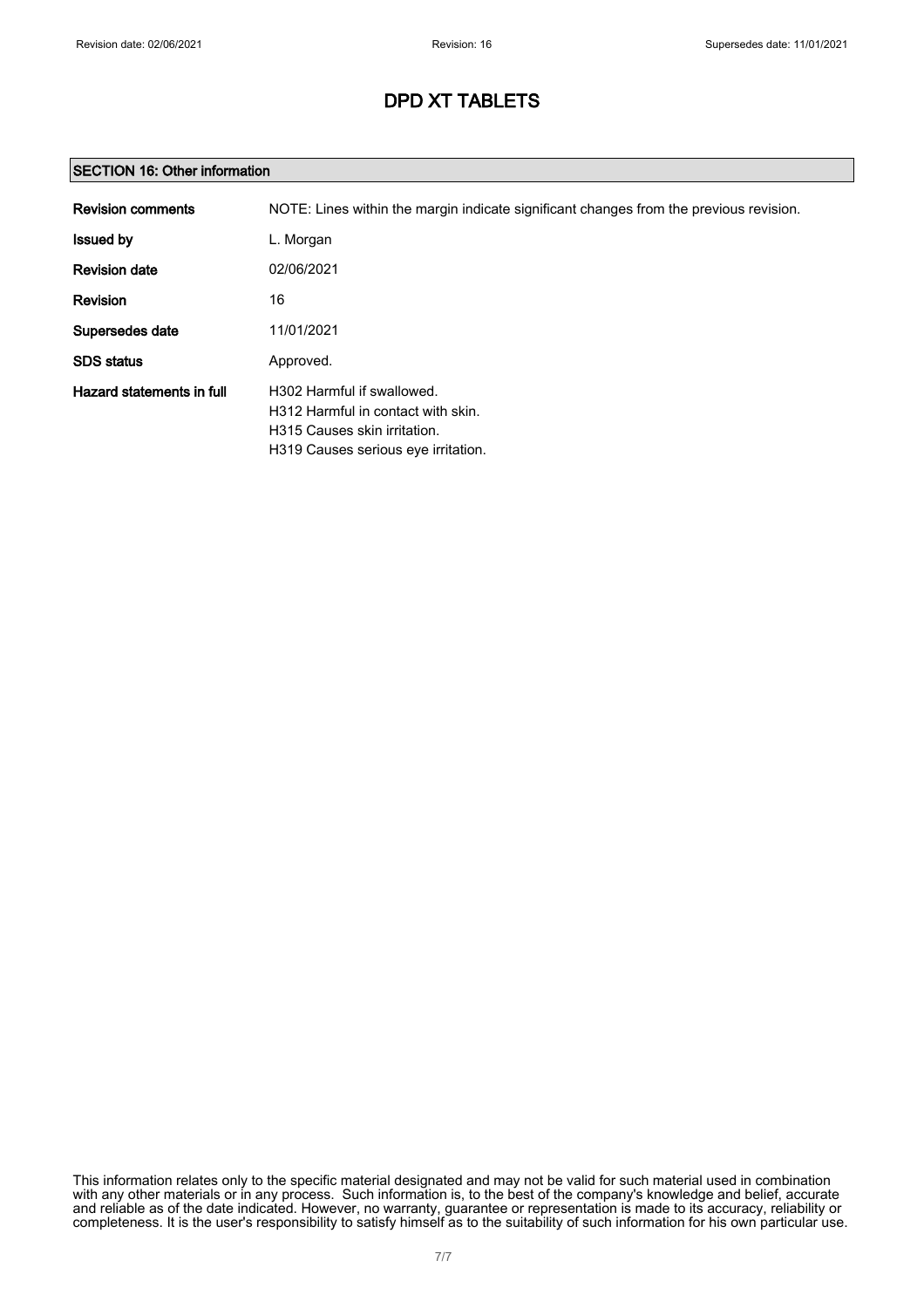# DPD XT TABLETS

## SECTION 16: Other information

| | |
|---|---|
| **Revision comments** | NOTE: Lines within the margin indicate significant changes from the previous revision. |
| **Issued by** | L. Morgan |
| **Revision date** | 02/06/2021 |
| **Revision** | 16 |
| **Supersedes date** | 11/01/2021 |
| **SDS status** | Approved. |
| **Hazard statements in full** | H302 Harmful if swallowed.<br>H312 Harmful in contact with skin.<br>H315 Causes skin irritation.<br>H319 Causes serious eye irritation. |

This information relates only to the specific material designated and may not be valid for such material used in combination with any other materials or in any process. Such information is, to the best of the company's knowledge and belief, accurate and reliable as of the date indicated. However, no warranty, guarantee or representation is made to its accuracy, reliability or completeness. It is the user's responsibility to satisfy himself as to the suitability of such information for his own particular use.